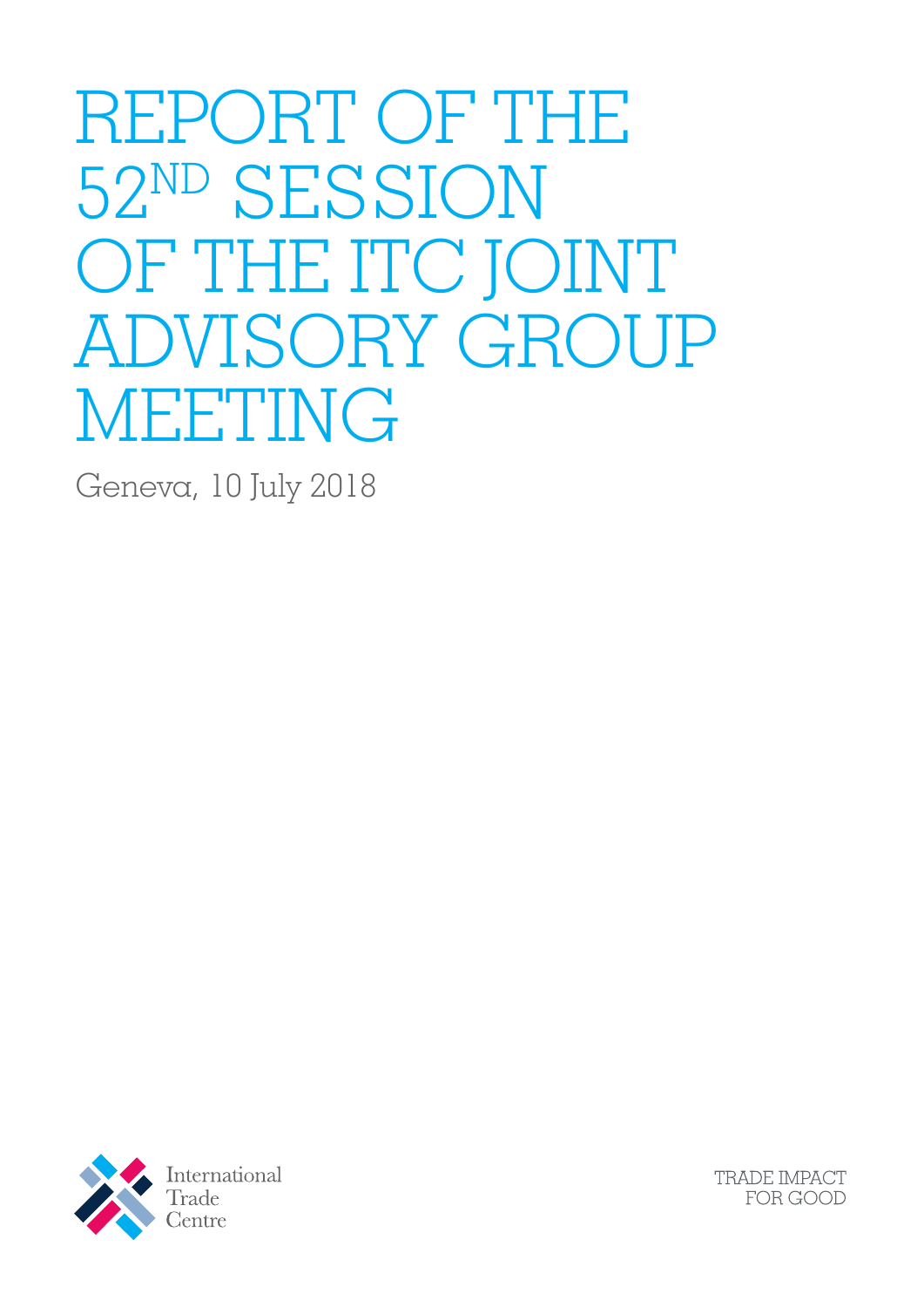# REPORT OF THE 52ND SESSION OF THE ITC JOINT ADVISORY GROUP MEETING

Geneva, 10 July 2018

International Trade Centre

TRADE IMPACT FOR GOOD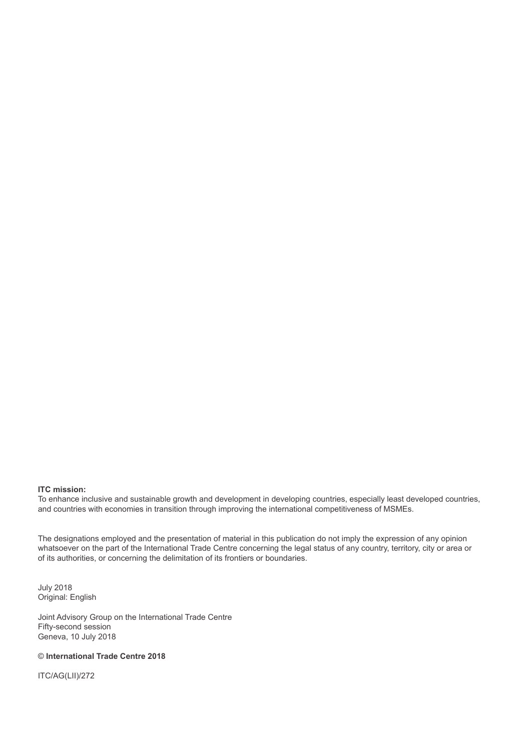**ITC mission:**
To enhance inclusive and sustainable growth and development in developing countries, especially least developed countries, and countries with economies in transition through improving the international competitiveness of MSMEs.

The designations employed and the presentation of material in this publication do not imply the expression of any opinion whatsoever on the part of the International Trade Centre concerning the legal status of any country, territory, city or area or of its authorities, or concerning the delimitation of its frontiers or boundaries.

July 2018
Original: English

Joint Advisory Group on the International Trade Centre
Fifty-second session
Geneva, 10 July 2018

© **International Trade Centre 2018**

ITC/AG(LII)/272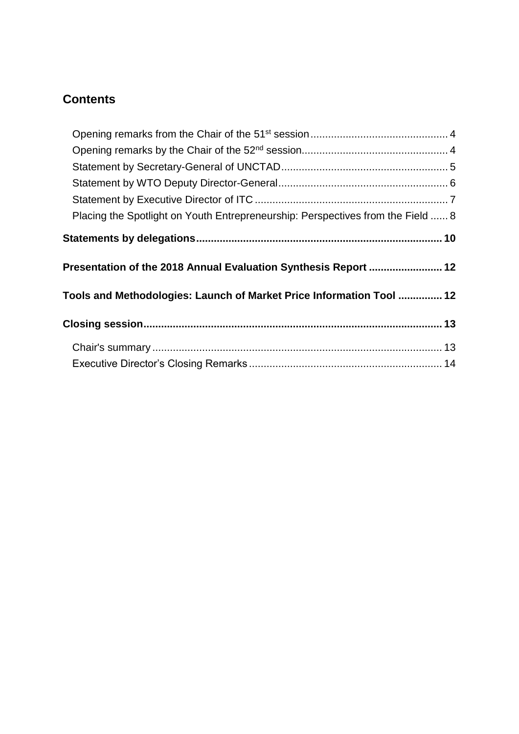## Contents

Opening remarks from the Chair of the 51st session .............................................. 4
Opening remarks by the Chair of the 52nd session................................................. 4
Statement by Secretary-General of UNCTAD........................................................ 5
Statement by WTO Deputy Director-General......................................................... 6
Statement by Executive Director of ITC ................................................................ 7
Placing the Spotlight on Youth Entrepreneurship: Perspectives from the Field ...... 8

**Statements by delegations.................................................................................. 10**

**Presentation of the 2018 Annual Evaluation Synthesis Report ......................... 12**

**Tools and Methodologies: Launch of Market Price Information Tool ............... 12**

**Closing session..................................................................................................... 13**

Chair's summary ................................................................................................. 13
Executive Director's Closing Remarks ................................................................. 14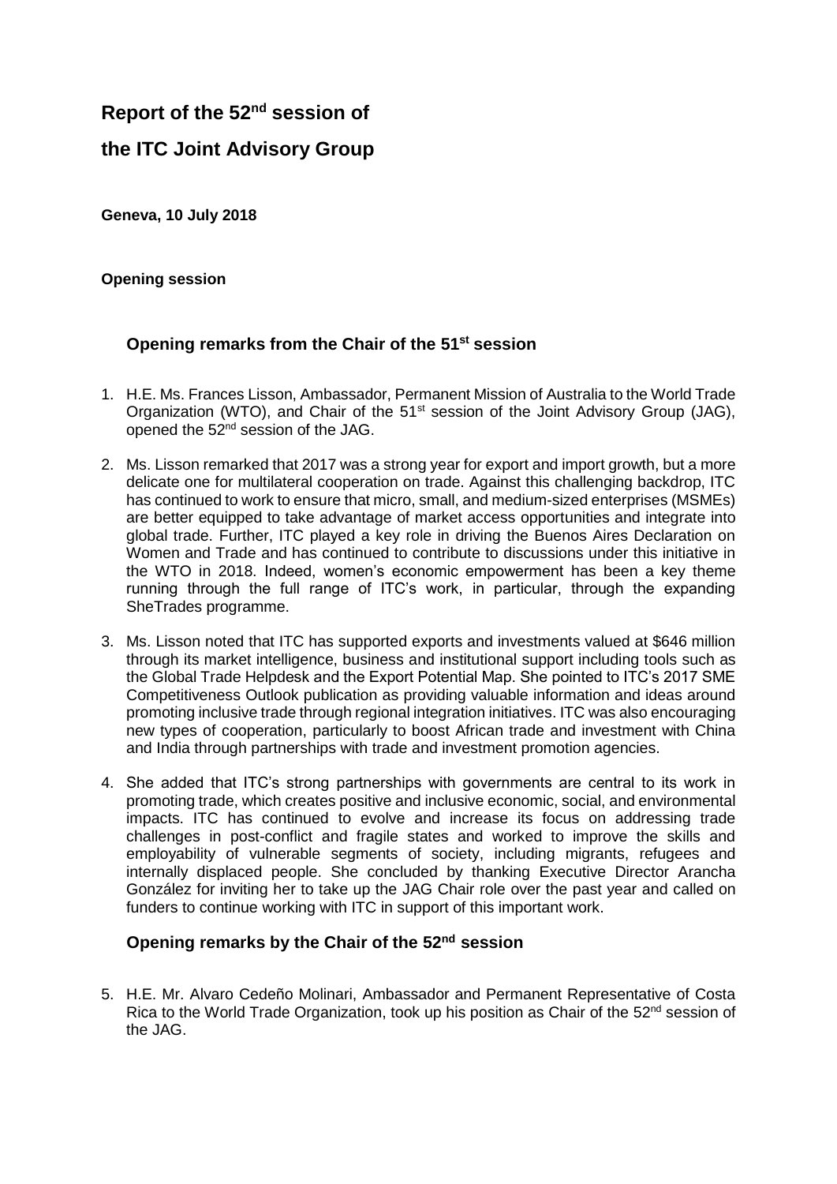# Report of the 52nd session of the ITC Joint Advisory Group

**Geneva, 10 July 2018**

**Opening session**

### Opening remarks from the Chair of the 51st session

1. H.E. Ms. Frances Lisson, Ambassador, Permanent Mission of Australia to the World Trade Organization (WTO), and Chair of the 51st session of the Joint Advisory Group (JAG), opened the 52nd session of the JAG.

2. Ms. Lisson remarked that 2017 was a strong year for export and import growth, but a more delicate one for multilateral cooperation on trade. Against this challenging backdrop, ITC has continued to work to ensure that micro, small, and medium-sized enterprises (MSMEs) are better equipped to take advantage of market access opportunities and integrate into global trade. Further, ITC played a key role in driving the Buenos Aires Declaration on Women and Trade and has continued to contribute to discussions under this initiative in the WTO in 2018. Indeed, women's economic empowerment has been a key theme running through the full range of ITC's work, in particular, through the expanding SheTrades programme.

3. Ms. Lisson noted that ITC has supported exports and investments valued at $646 million through its market intelligence, business and institutional support including tools such as the Global Trade Helpdesk and the Export Potential Map. She pointed to ITC's 2017 SME Competitiveness Outlook publication as providing valuable information and ideas around promoting inclusive trade through regional integration initiatives. ITC was also encouraging new types of cooperation, particularly to boost African trade and investment with China and India through partnerships with trade and investment promotion agencies.

4. She added that ITC's strong partnerships with governments are central to its work in promoting trade, which creates positive and inclusive economic, social, and environmental impacts. ITC has continued to evolve and increase its focus on addressing trade challenges in post-conflict and fragile states and worked to improve the skills and employability of vulnerable segments of society, including migrants, refugees and internally displaced people. She concluded by thanking Executive Director Arancha González for inviting her to take up the JAG Chair role over the past year and called on funders to continue working with ITC in support of this important work.

### Opening remarks by the Chair of the 52nd session

5. H.E. Mr. Alvaro Cedeño Molinari, Ambassador and Permanent Representative of Costa Rica to the World Trade Organization, took up his position as Chair of the 52nd session of the JAG.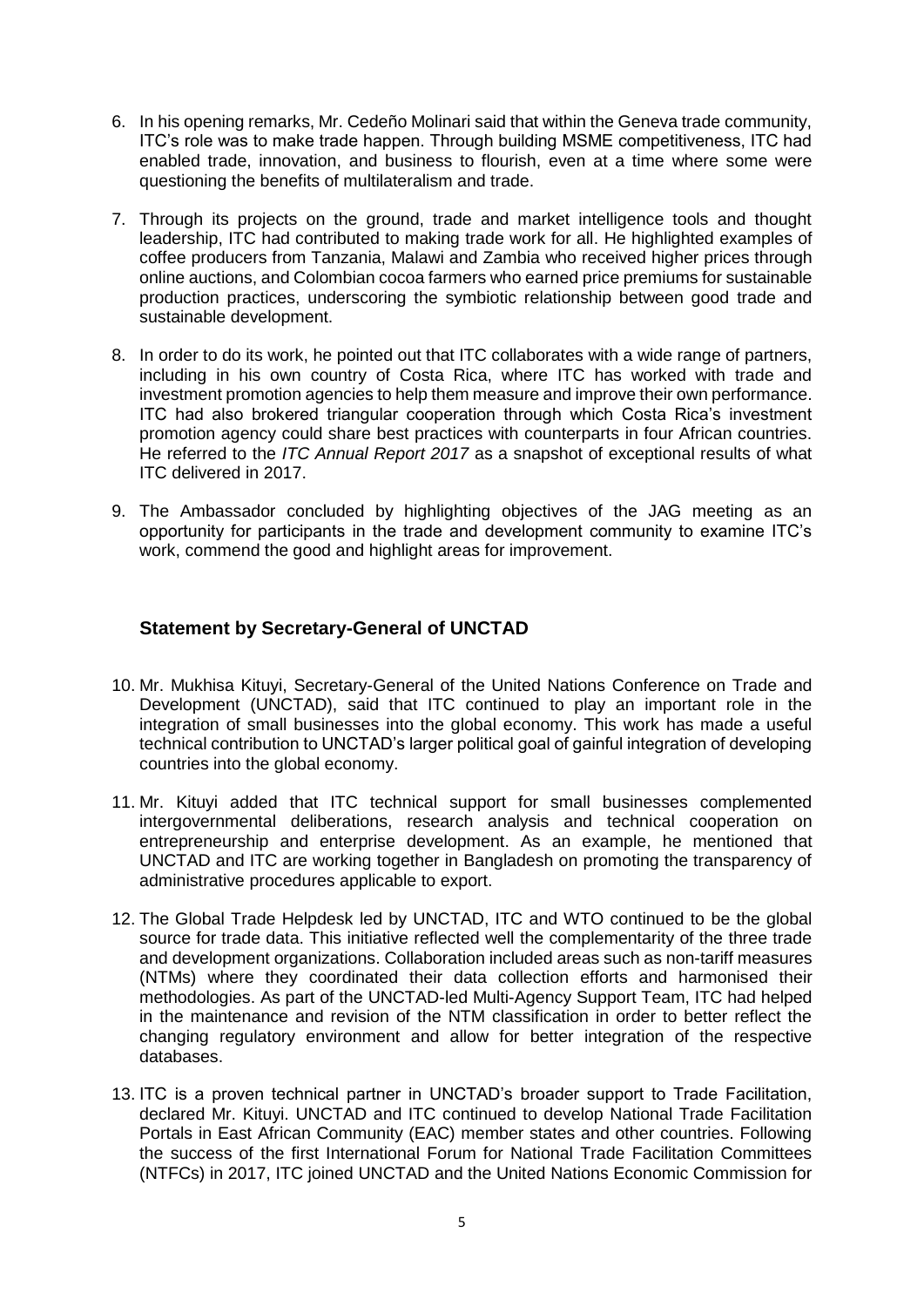6. In his opening remarks, Mr. Cedeño Molinari said that within the Geneva trade community, ITC's role was to make trade happen. Through building MSME competitiveness, ITC had enabled trade, innovation, and business to flourish, even at a time where some were questioning the benefits of multilateralism and trade.

7. Through its projects on the ground, trade and market intelligence tools and thought leadership, ITC had contributed to making trade work for all. He highlighted examples of coffee producers from Tanzania, Malawi and Zambia who received higher prices through online auctions, and Colombian cocoa farmers who earned price premiums for sustainable production practices, underscoring the symbiotic relationship between good trade and sustainable development.

8. In order to do its work, he pointed out that ITC collaborates with a wide range of partners, including in his own country of Costa Rica, where ITC has worked with trade and investment promotion agencies to help them measure and improve their own performance. ITC had also brokered triangular cooperation through which Costa Rica's investment promotion agency could share best practices with counterparts in four African countries. He referred to the *ITC Annual Report 2017* as a snapshot of exceptional results of what ITC delivered in 2017.

9. The Ambassador concluded by highlighting objectives of the JAG meeting as an opportunity for participants in the trade and development community to examine ITC's work, commend the good and highlight areas for improvement.

## Statement by Secretary-General of UNCTAD

10. Mr. Mukhisa Kituyi, Secretary-General of the United Nations Conference on Trade and Development (UNCTAD), said that ITC continued to play an important role in the integration of small businesses into the global economy. This work has made a useful technical contribution to UNCTAD's larger political goal of gainful integration of developing countries into the global economy.

11. Mr. Kituyi added that ITC technical support for small businesses complemented intergovernmental deliberations, research analysis and technical cooperation on entrepreneurship and enterprise development. As an example, he mentioned that UNCTAD and ITC are working together in Bangladesh on promoting the transparency of administrative procedures applicable to export.

12. The Global Trade Helpdesk led by UNCTAD, ITC and WTO continued to be the global source for trade data. This initiative reflected well the complementarity of the three trade and development organizations. Collaboration included areas such as non-tariff measures (NTMs) where they coordinated their data collection efforts and harmonised their methodologies. As part of the UNCTAD-led Multi-Agency Support Team, ITC had helped in the maintenance and revision of the NTM classification in order to better reflect the changing regulatory environment and allow for better integration of the respective databases.

13. ITC is a proven technical partner in UNCTAD's broader support to Trade Facilitation, declared Mr. Kituyi. UNCTAD and ITC continued to develop National Trade Facilitation Portals in East African Community (EAC) member states and other countries. Following the success of the first International Forum for National Trade Facilitation Committees (NTFCs) in 2017, ITC joined UNCTAD and the United Nations Economic Commission for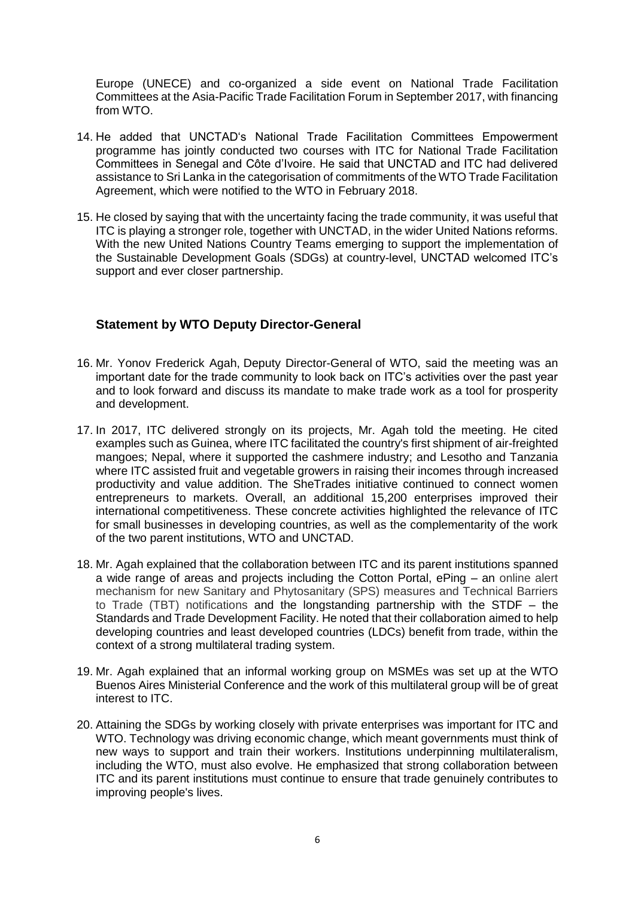Europe (UNECE) and co-organized a side event on National Trade Facilitation Committees at the Asia-Pacific Trade Facilitation Forum in September 2017, with financing from WTO.

14. He added that UNCTAD's National Trade Facilitation Committees Empowerment programme has jointly conducted two courses with ITC for National Trade Facilitation Committees in Senegal and Côte d'Ivoire. He said that UNCTAD and ITC had delivered assistance to Sri Lanka in the categorisation of commitments of the WTO Trade Facilitation Agreement, which were notified to the WTO in February 2018.

15. He closed by saying that with the uncertainty facing the trade community, it was useful that ITC is playing a stronger role, together with UNCTAD, in the wider United Nations reforms. With the new United Nations Country Teams emerging to support the implementation of the Sustainable Development Goals (SDGs) at country-level, UNCTAD welcomed ITC's support and ever closer partnership.

## Statement by WTO Deputy Director-General

16. Mr. Yonov Frederick Agah, Deputy Director-General of WTO, said the meeting was an important date for the trade community to look back on ITC's activities over the past year and to look forward and discuss its mandate to make trade work as a tool for prosperity and development.

17. In 2017, ITC delivered strongly on its projects, Mr. Agah told the meeting. He cited examples such as Guinea, where ITC facilitated the country's first shipment of air-freighted mangoes; Nepal, where it supported the cashmere industry; and Lesotho and Tanzania where ITC assisted fruit and vegetable growers in raising their incomes through increased productivity and value addition. The SheTrades initiative continued to connect women entrepreneurs to markets. Overall, an additional 15,200 enterprises improved their international competitiveness. These concrete activities highlighted the relevance of ITC for small businesses in developing countries, as well as the complementarity of the work of the two parent institutions, WTO and UNCTAD.

18. Mr. Agah explained that the collaboration between ITC and its parent institutions spanned a wide range of areas and projects including the Cotton Portal, ePing – an online alert mechanism for new Sanitary and Phytosanitary (SPS) measures and Technical Barriers to Trade (TBT) notifications and the longstanding partnership with the STDF – the Standards and Trade Development Facility. He noted that their collaboration aimed to help developing countries and least developed countries (LDCs) benefit from trade, within the context of a strong multilateral trading system.

19. Mr. Agah explained that an informal working group on MSMEs was set up at the WTO Buenos Aires Ministerial Conference and the work of this multilateral group will be of great interest to ITC.

20. Attaining the SDGs by working closely with private enterprises was important for ITC and WTO. Technology was driving economic change, which meant governments must think of new ways to support and train their workers. Institutions underpinning multilateralism, including the WTO, must also evolve. He emphasized that strong collaboration between ITC and its parent institutions must continue to ensure that trade genuinely contributes to improving people's lives.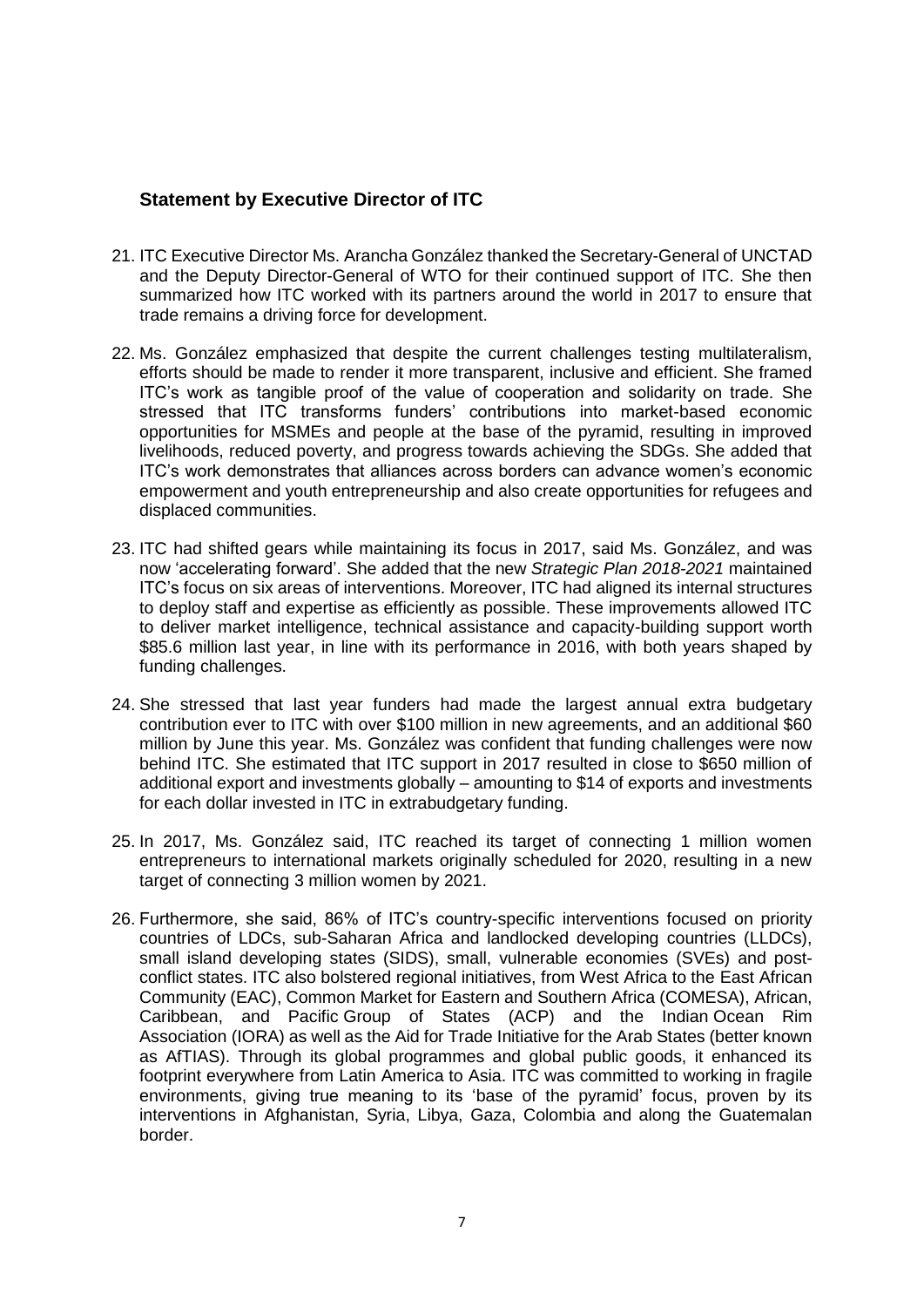## Statement by Executive Director of ITC

21. ITC Executive Director Ms. Arancha González thanked the Secretary-General of UNCTAD and the Deputy Director-General of WTO for their continued support of ITC. She then summarized how ITC worked with its partners around the world in 2017 to ensure that trade remains a driving force for development.

22. Ms. González emphasized that despite the current challenges testing multilateralism, efforts should be made to render it more transparent, inclusive and efficient. She framed ITC's work as tangible proof of the value of cooperation and solidarity on trade. She stressed that ITC transforms funders' contributions into market-based economic opportunities for MSMEs and people at the base of the pyramid, resulting in improved livelihoods, reduced poverty, and progress towards achieving the SDGs. She added that ITC's work demonstrates that alliances across borders can advance women's economic empowerment and youth entrepreneurship and also create opportunities for refugees and displaced communities.

23. ITC had shifted gears while maintaining its focus in 2017, said Ms. González, and was now 'accelerating forward'. She added that the new *Strategic Plan 2018-2021* maintained ITC's focus on six areas of interventions. Moreover, ITC had aligned its internal structures to deploy staff and expertise as efficiently as possible. These improvements allowed ITC to deliver market intelligence, technical assistance and capacity-building support worth $85.6 million last year, in line with its performance in 2016, with both years shaped by funding challenges.

24. She stressed that last year funders had made the largest annual extra budgetary contribution ever to ITC with over $100 million in new agreements, and an additional $60 million by June this year. Ms. González was confident that funding challenges were now behind ITC. She estimated that ITC support in 2017 resulted in close to $650 million of additional export and investments globally – amounting to $14 of exports and investments for each dollar invested in ITC in extrabudgetary funding.

25. In 2017, Ms. González said, ITC reached its target of connecting 1 million women entrepreneurs to international markets originally scheduled for 2020, resulting in a new target of connecting 3 million women by 2021.

26. Furthermore, she said, 86% of ITC's country-specific interventions focused on priority countries of LDCs, sub-Saharan Africa and landlocked developing countries (LLDCs), small island developing states (SIDS), small, vulnerable economies (SVEs) and post-conflict states. ITC also bolstered regional initiatives, from West Africa to the East African Community (EAC), Common Market for Eastern and Southern Africa (COMESA), African, Caribbean, and Pacific Group of States (ACP) and the Indian Ocean Rim Association (IORA) as well as the Aid for Trade Initiative for the Arab States (better known as AfTIAS). Through its global programmes and global public goods, it enhanced its footprint everywhere from Latin America to Asia. ITC was committed to working in fragile environments, giving true meaning to its 'base of the pyramid' focus, proven by its interventions in Afghanistan, Syria, Libya, Gaza, Colombia and along the Guatemalan border.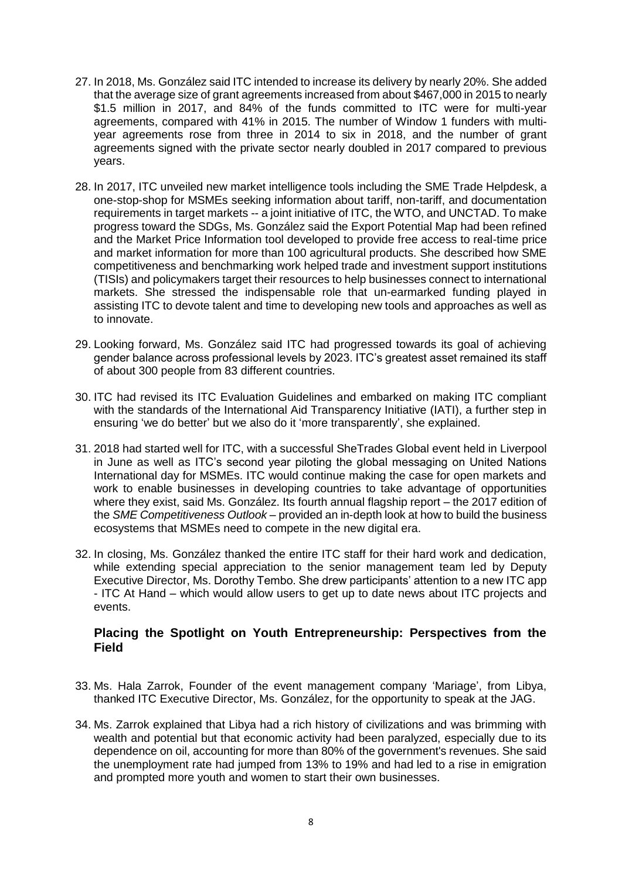27. In 2018, Ms. González said ITC intended to increase its delivery by nearly 20%. She added that the average size of grant agreements increased from about $467,000 in 2015 to nearly $1.5 million in 2017, and 84% of the funds committed to ITC were for multi-year agreements, compared with 41% in 2015. The number of Window 1 funders with multi-year agreements rose from three in 2014 to six in 2018, and the number of grant agreements signed with the private sector nearly doubled in 2017 compared to previous years.

28. In 2017, ITC unveiled new market intelligence tools including the SME Trade Helpdesk, a one-stop-shop for MSMEs seeking information about tariff, non-tariff, and documentation requirements in target markets -- a joint initiative of ITC, the WTO, and UNCTAD. To make progress toward the SDGs, Ms. González said the Export Potential Map had been refined and the Market Price Information tool developed to provide free access to real-time price and market information for more than 100 agricultural products. She described how SME competitiveness and benchmarking work helped trade and investment support institutions (TISIs) and policymakers target their resources to help businesses connect to international markets. She stressed the indispensable role that un-earmarked funding played in assisting ITC to devote talent and time to developing new tools and approaches as well as to innovate.

29. Looking forward, Ms. González said ITC had progressed towards its goal of achieving gender balance across professional levels by 2023. ITC's greatest asset remained its staff of about 300 people from 83 different countries.

30. ITC had revised its ITC Evaluation Guidelines and embarked on making ITC compliant with the standards of the International Aid Transparency Initiative (IATI), a further step in ensuring 'we do better' but we also do it 'more transparently', she explained.

31. 2018 had started well for ITC, with a successful SheTrades Global event held in Liverpool in June as well as ITC's second year piloting the global messaging on United Nations International day for MSMEs. ITC would continue making the case for open markets and work to enable businesses in developing countries to take advantage of opportunities where they exist, said Ms. González. Its fourth annual flagship report – the 2017 edition of the *SME Competitiveness Outlook* – provided an in-depth look at how to build the business ecosystems that MSMEs need to compete in the new digital era.

32. In closing, Ms. González thanked the entire ITC staff for their hard work and dedication, while extending special appreciation to the senior management team led by Deputy Executive Director, Ms. Dorothy Tembo. She drew participants' attention to a new ITC app - ITC At Hand – which would allow users to get up to date news about ITC projects and events.

### Placing the Spotlight on Youth Entrepreneurship: Perspectives from the Field

33. Ms. Hala Zarrok, Founder of the event management company 'Mariage', from Libya, thanked ITC Executive Director, Ms. González, for the opportunity to speak at the JAG.

34. Ms. Zarrok explained that Libya had a rich history of civilizations and was brimming with wealth and potential but that economic activity had been paralyzed, especially due to its dependence on oil, accounting for more than 80% of the government's revenues. She said the unemployment rate had jumped from 13% to 19% and had led to a rise in emigration and prompted more youth and women to start their own businesses.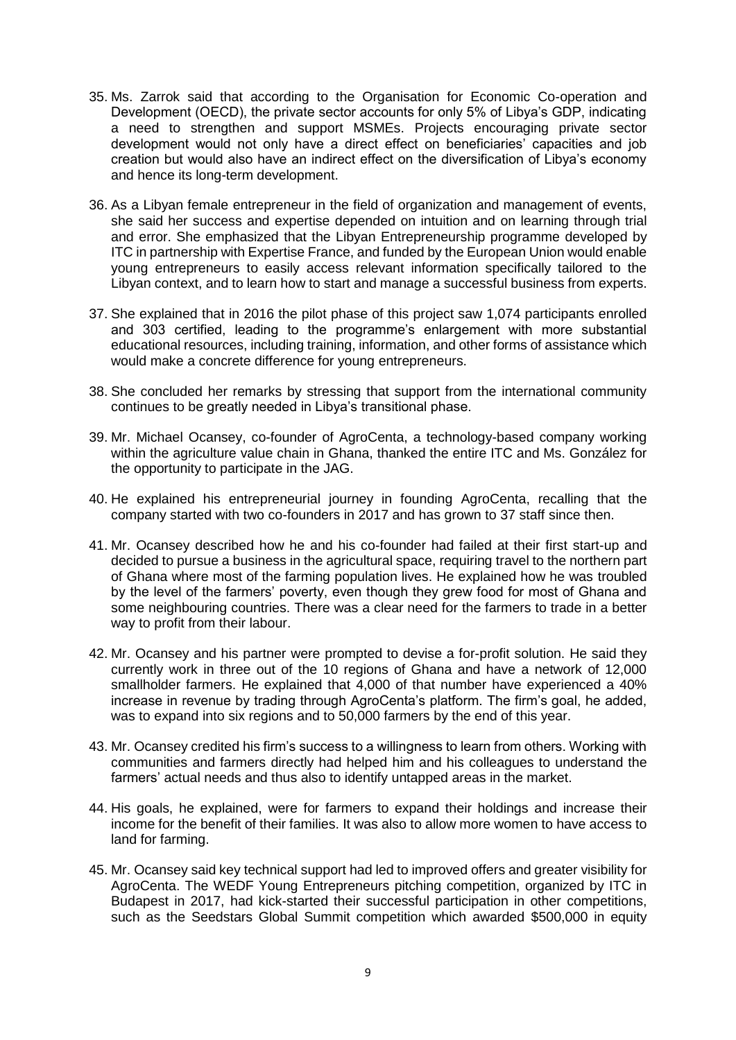35. Ms. Zarrok said that according to the Organisation for Economic Co-operation and Development (OECD), the private sector accounts for only 5% of Libya's GDP, indicating a need to strengthen and support MSMEs. Projects encouraging private sector development would not only have a direct effect on beneficiaries' capacities and job creation but would also have an indirect effect on the diversification of Libya's economy and hence its long-term development.

36. As a Libyan female entrepreneur in the field of organization and management of events, she said her success and expertise depended on intuition and on learning through trial and error. She emphasized that the Libyan Entrepreneurship programme developed by ITC in partnership with Expertise France, and funded by the European Union would enable young entrepreneurs to easily access relevant information specifically tailored to the Libyan context, and to learn how to start and manage a successful business from experts.

37. She explained that in 2016 the pilot phase of this project saw 1,074 participants enrolled and 303 certified, leading to the programme's enlargement with more substantial educational resources, including training, information, and other forms of assistance which would make a concrete difference for young entrepreneurs.

38. She concluded her remarks by stressing that support from the international community continues to be greatly needed in Libya's transitional phase.

39. Mr. Michael Ocansey, co-founder of AgroCenta, a technology-based company working within the agriculture value chain in Ghana, thanked the entire ITC and Ms. González for the opportunity to participate in the JAG.

40. He explained his entrepreneurial journey in founding AgroCenta, recalling that the company started with two co-founders in 2017 and has grown to 37 staff since then.

41. Mr. Ocansey described how he and his co-founder had failed at their first start-up and decided to pursue a business in the agricultural space, requiring travel to the northern part of Ghana where most of the farming population lives. He explained how he was troubled by the level of the farmers' poverty, even though they grew food for most of Ghana and some neighbouring countries. There was a clear need for the farmers to trade in a better way to profit from their labour.

42. Mr. Ocansey and his partner were prompted to devise a for-profit solution. He said they currently work in three out of the 10 regions of Ghana and have a network of 12,000 smallholder farmers. He explained that 4,000 of that number have experienced a 40% increase in revenue by trading through AgroCenta's platform. The firm's goal, he added, was to expand into six regions and to 50,000 farmers by the end of this year.

43. Mr. Ocansey credited his firm's success to a willingness to learn from others. Working with communities and farmers directly had helped him and his colleagues to understand the farmers' actual needs and thus also to identify untapped areas in the market.

44. His goals, he explained, were for farmers to expand their holdings and increase their income for the benefit of their families. It was also to allow more women to have access to land for farming.

45. Mr. Ocansey said key technical support had led to improved offers and greater visibility for AgroCenta. The WEDF Young Entrepreneurs pitching competition, organized by ITC in Budapest in 2017, had kick-started their successful participation in other competitions, such as the Seedstars Global Summit competition which awarded $500,000 in equity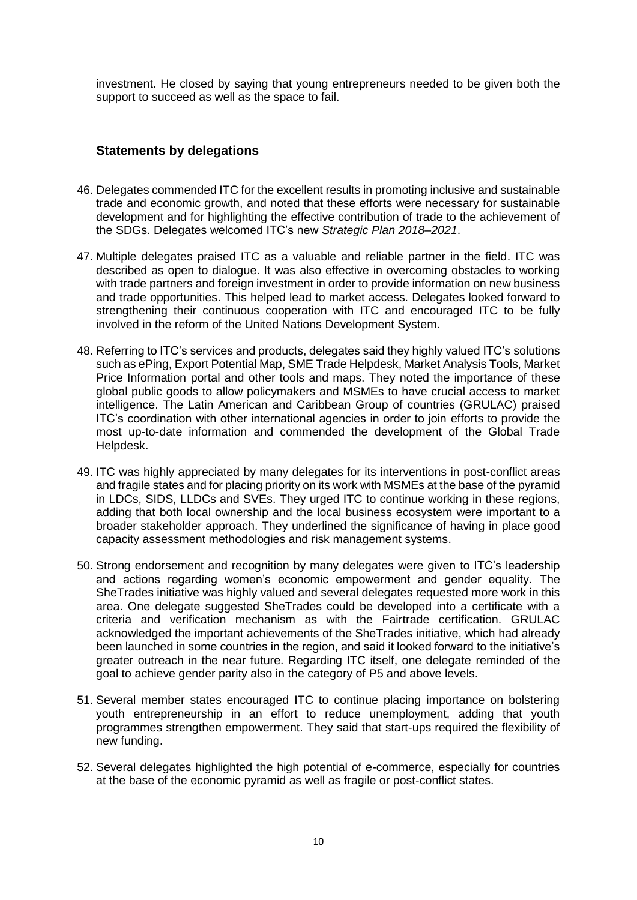investment. He closed by saying that young entrepreneurs needed to be given both the support to succeed as well as the space to fail.

## Statements by delegations

46. Delegates commended ITC for the excellent results in promoting inclusive and sustainable trade and economic growth, and noted that these efforts were necessary for sustainable development and for highlighting the effective contribution of trade to the achievement of the SDGs. Delegates welcomed ITC's new *Strategic Plan 2018–2021*.

47. Multiple delegates praised ITC as a valuable and reliable partner in the field. ITC was described as open to dialogue. It was also effective in overcoming obstacles to working with trade partners and foreign investment in order to provide information on new business and trade opportunities. This helped lead to market access. Delegates looked forward to strengthening their continuous cooperation with ITC and encouraged ITC to be fully involved in the reform of the United Nations Development System.

48. Referring to ITC's services and products, delegates said they highly valued ITC's solutions such as ePing, Export Potential Map, SME Trade Helpdesk, Market Analysis Tools, Market Price Information portal and other tools and maps. They noted the importance of these global public goods to allow policymakers and MSMEs to have crucial access to market intelligence. The Latin American and Caribbean Group of countries (GRULAC) praised ITC's coordination with other international agencies in order to join efforts to provide the most up-to-date information and commended the development of the Global Trade Helpdesk.

49. ITC was highly appreciated by many delegates for its interventions in post-conflict areas and fragile states and for placing priority on its work with MSMEs at the base of the pyramid in LDCs, SIDS, LLDCs and SVEs. They urged ITC to continue working in these regions, adding that both local ownership and the local business ecosystem were important to a broader stakeholder approach. They underlined the significance of having in place good capacity assessment methodologies and risk management systems.

50. Strong endorsement and recognition by many delegates were given to ITC's leadership and actions regarding women's economic empowerment and gender equality. The SheTrades initiative was highly valued and several delegates requested more work in this area. One delegate suggested SheTrades could be developed into a certificate with a criteria and verification mechanism as with the Fairtrade certification. GRULAC acknowledged the important achievements of the SheTrades initiative, which had already been launched in some countries in the region, and said it looked forward to the initiative's greater outreach in the near future. Regarding ITC itself, one delegate reminded of the goal to achieve gender parity also in the category of P5 and above levels.

51. Several member states encouraged ITC to continue placing importance on bolstering youth entrepreneurship in an effort to reduce unemployment, adding that youth programmes strengthen empowerment. They said that start-ups required the flexibility of new funding.

52. Several delegates highlighted the high potential of e-commerce, especially for countries at the base of the economic pyramid as well as fragile or post-conflict states.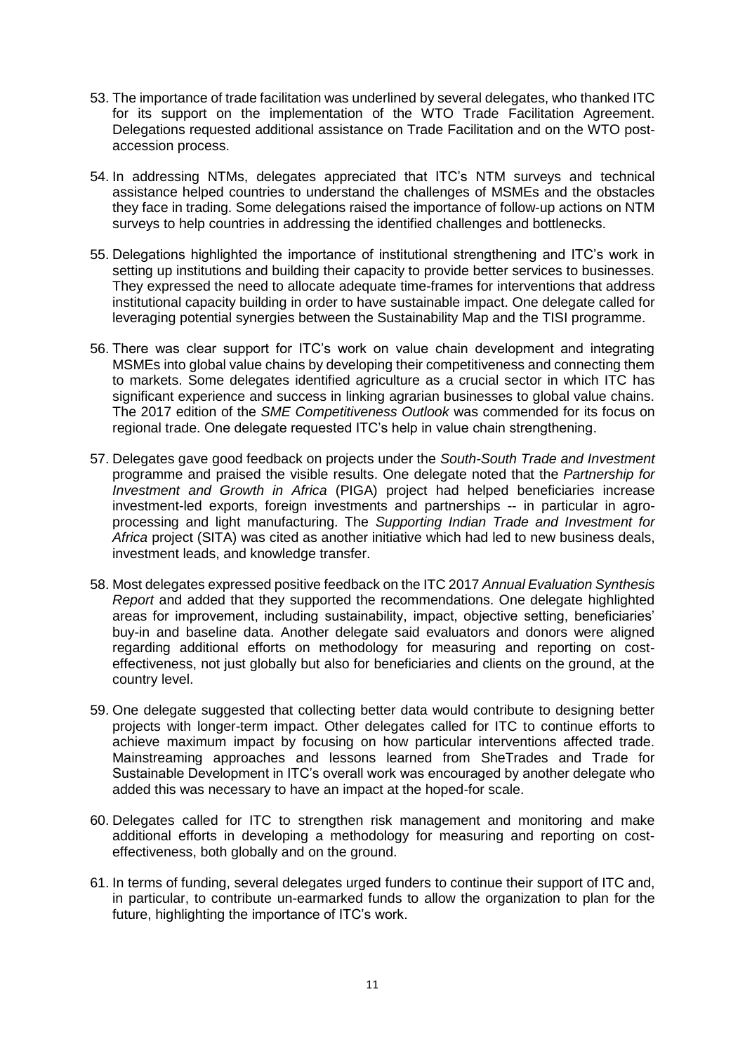53. The importance of trade facilitation was underlined by several delegates, who thanked ITC for its support on the implementation of the WTO Trade Facilitation Agreement. Delegations requested additional assistance on Trade Facilitation and on the WTO post-accession process.

54. In addressing NTMs, delegates appreciated that ITC's NTM surveys and technical assistance helped countries to understand the challenges of MSMEs and the obstacles they face in trading. Some delegations raised the importance of follow-up actions on NTM surveys to help countries in addressing the identified challenges and bottlenecks.

55. Delegations highlighted the importance of institutional strengthening and ITC's work in setting up institutions and building their capacity to provide better services to businesses. They expressed the need to allocate adequate time-frames for interventions that address institutional capacity building in order to have sustainable impact. One delegate called for leveraging potential synergies between the Sustainability Map and the TISI programme.

56. There was clear support for ITC's work on value chain development and integrating MSMEs into global value chains by developing their competitiveness and connecting them to markets. Some delegates identified agriculture as a crucial sector in which ITC has significant experience and success in linking agrarian businesses to global value chains. The 2017 edition of the *SME Competitiveness Outlook* was commended for its focus on regional trade. One delegate requested ITC's help in value chain strengthening.

57. Delegates gave good feedback on projects under the *South-South Trade and Investment* programme and praised the visible results. One delegate noted that the *Partnership for Investment and Growth in Africa* (PIGA) project had helped beneficiaries increase investment-led exports, foreign investments and partnerships -- in particular in agro-processing and light manufacturing. The *Supporting Indian Trade and Investment for Africa* project (SITA) was cited as another initiative which had led to new business deals, investment leads, and knowledge transfer.

58. Most delegates expressed positive feedback on the ITC 2017 *Annual Evaluation Synthesis Report* and added that they supported the recommendations. One delegate highlighted areas for improvement, including sustainability, impact, objective setting, beneficiaries' buy-in and baseline data. Another delegate said evaluators and donors were aligned regarding additional efforts on methodology for measuring and reporting on cost-effectiveness, not just globally but also for beneficiaries and clients on the ground, at the country level.

59. One delegate suggested that collecting better data would contribute to designing better projects with longer-term impact. Other delegates called for ITC to continue efforts to achieve maximum impact by focusing on how particular interventions affected trade. Mainstreaming approaches and lessons learned from SheTrades and Trade for Sustainable Development in ITC's overall work was encouraged by another delegate who added this was necessary to have an impact at the hoped-for scale.

60. Delegates called for ITC to strengthen risk management and monitoring and make additional efforts in developing a methodology for measuring and reporting on cost-effectiveness, both globally and on the ground.

61. In terms of funding, several delegates urged funders to continue their support of ITC and, in particular, to contribute un-earmarked funds to allow the organization to plan for the future, highlighting the importance of ITC's work.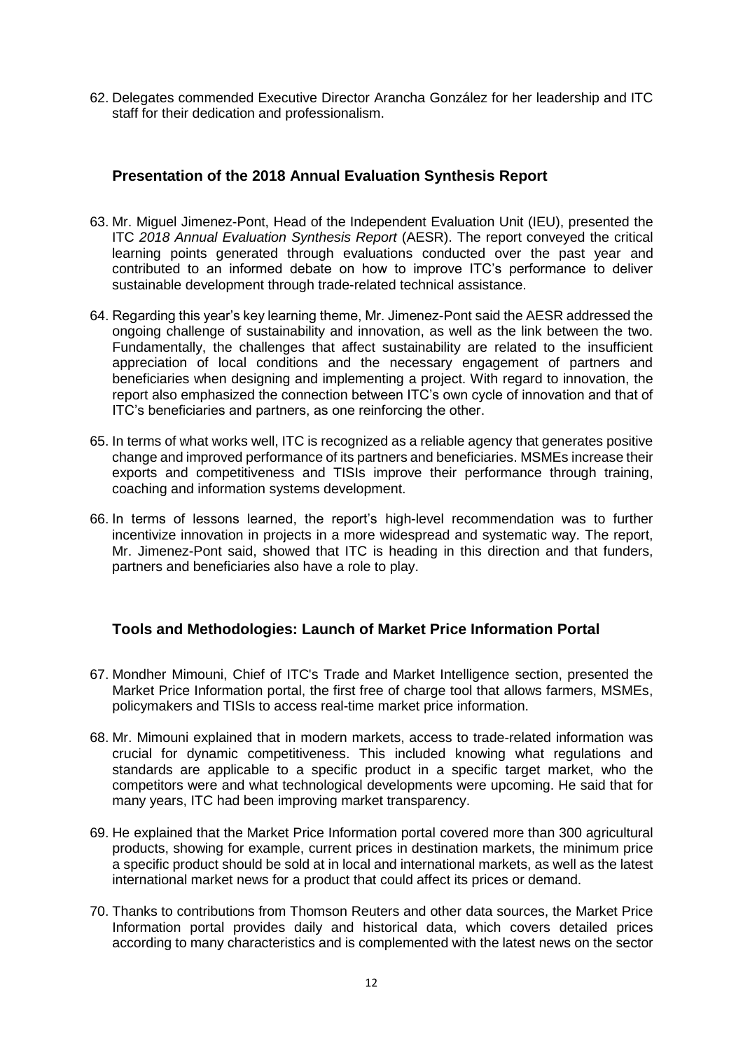62. Delegates commended Executive Director Arancha González for her leadership and ITC staff for their dedication and professionalism.

## Presentation of the 2018 Annual Evaluation Synthesis Report

63. Mr. Miguel Jimenez-Pont, Head of the Independent Evaluation Unit (IEU), presented the ITC *2018 Annual Evaluation Synthesis Report* (AESR). The report conveyed the critical learning points generated through evaluations conducted over the past year and contributed to an informed debate on how to improve ITC's performance to deliver sustainable development through trade-related technical assistance.

64. Regarding this year's key learning theme, Mr. Jimenez-Pont said the AESR addressed the ongoing challenge of sustainability and innovation, as well as the link between the two. Fundamentally, the challenges that affect sustainability are related to the insufficient appreciation of local conditions and the necessary engagement of partners and beneficiaries when designing and implementing a project. With regard to innovation, the report also emphasized the connection between ITC's own cycle of innovation and that of ITC's beneficiaries and partners, as one reinforcing the other.

65. In terms of what works well, ITC is recognized as a reliable agency that generates positive change and improved performance of its partners and beneficiaries. MSMEs increase their exports and competitiveness and TISIs improve their performance through training, coaching and information systems development.

66. In terms of lessons learned, the report's high-level recommendation was to further incentivize innovation in projects in a more widespread and systematic way. The report, Mr. Jimenez-Pont said, showed that ITC is heading in this direction and that funders, partners and beneficiaries also have a role to play.

## Tools and Methodologies: Launch of Market Price Information Portal

67. Mondher Mimouni, Chief of ITC's Trade and Market Intelligence section, presented the Market Price Information portal, the first free of charge tool that allows farmers, MSMEs, policymakers and TISIs to access real-time market price information.

68. Mr. Mimouni explained that in modern markets, access to trade-related information was crucial for dynamic competitiveness. This included knowing what regulations and standards are applicable to a specific product in a specific target market, who the competitors were and what technological developments were upcoming. He said that for many years, ITC had been improving market transparency.

69. He explained that the Market Price Information portal covered more than 300 agricultural products, showing for example, current prices in destination markets, the minimum price a specific product should be sold at in local and international markets, as well as the latest international market news for a product that could affect its prices or demand.

70. Thanks to contributions from Thomson Reuters and other data sources, the Market Price Information portal provides daily and historical data, which covers detailed prices according to many characteristics and is complemented with the latest news on the sector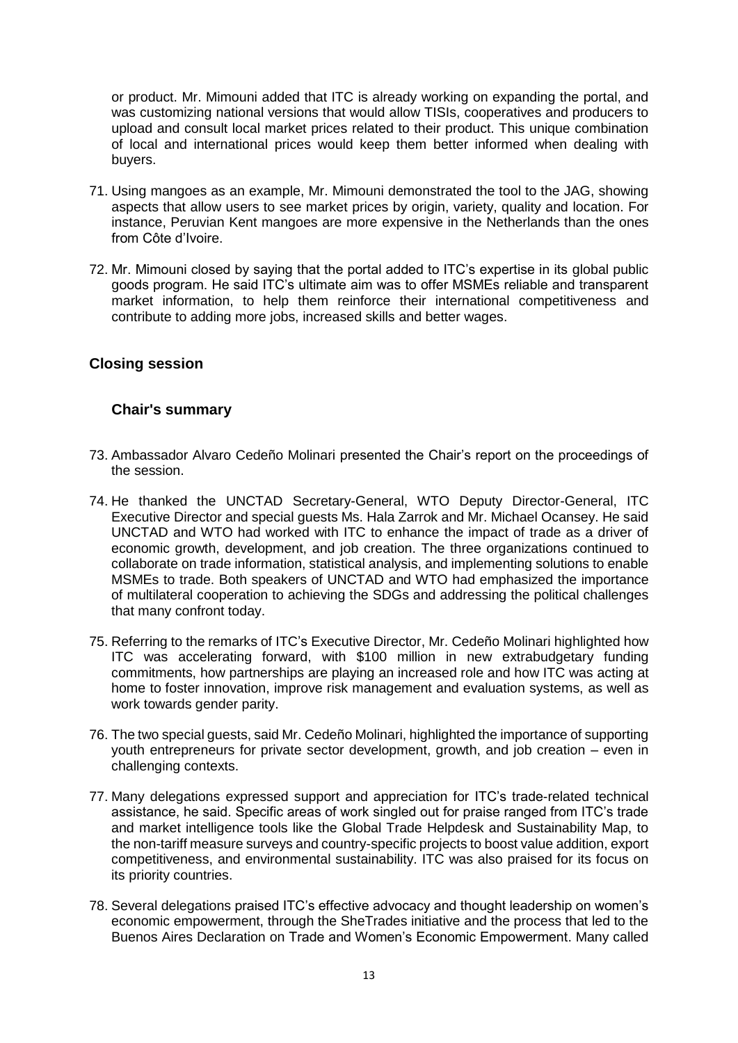or product. Mr. Mimouni added that ITC is already working on expanding the portal, and was customizing national versions that would allow TISIs, cooperatives and producers to upload and consult local market prices related to their product. This unique combination of local and international prices would keep them better informed when dealing with buyers.

71. Using mangoes as an example, Mr. Mimouni demonstrated the tool to the JAG, showing aspects that allow users to see market prices by origin, variety, quality and location. For instance, Peruvian Kent mangoes are more expensive in the Netherlands than the ones from Côte d'Ivoire.

72. Mr. Mimouni closed by saying that the portal added to ITC's expertise in its global public goods program. He said ITC's ultimate aim was to offer MSMEs reliable and transparent market information, to help them reinforce their international competitiveness and contribute to adding more jobs, increased skills and better wages.

## Closing session

### Chair's summary

73. Ambassador Alvaro Cedeño Molinari presented the Chair's report on the proceedings of the session.

74. He thanked the UNCTAD Secretary-General, WTO Deputy Director-General, ITC Executive Director and special guests Ms. Hala Zarrok and Mr. Michael Ocansey. He said UNCTAD and WTO had worked with ITC to enhance the impact of trade as a driver of economic growth, development, and job creation. The three organizations continued to collaborate on trade information, statistical analysis, and implementing solutions to enable MSMEs to trade. Both speakers of UNCTAD and WTO had emphasized the importance of multilateral cooperation to achieving the SDGs and addressing the political challenges that many confront today.

75. Referring to the remarks of ITC's Executive Director, Mr. Cedeño Molinari highlighted how ITC was accelerating forward, with $100 million in new extrabudgetary funding commitments, how partnerships are playing an increased role and how ITC was acting at home to foster innovation, improve risk management and evaluation systems, as well as work towards gender parity.

76. The two special guests, said Mr. Cedeño Molinari, highlighted the importance of supporting youth entrepreneurs for private sector development, growth, and job creation – even in challenging contexts.

77. Many delegations expressed support and appreciation for ITC's trade-related technical assistance, he said. Specific areas of work singled out for praise ranged from ITC's trade and market intelligence tools like the Global Trade Helpdesk and Sustainability Map, to the non-tariff measure surveys and country-specific projects to boost value addition, export competitiveness, and environmental sustainability. ITC was also praised for its focus on its priority countries.

78. Several delegations praised ITC's effective advocacy and thought leadership on women's economic empowerment, through the SheTrades initiative and the process that led to the Buenos Aires Declaration on Trade and Women's Economic Empowerment. Many called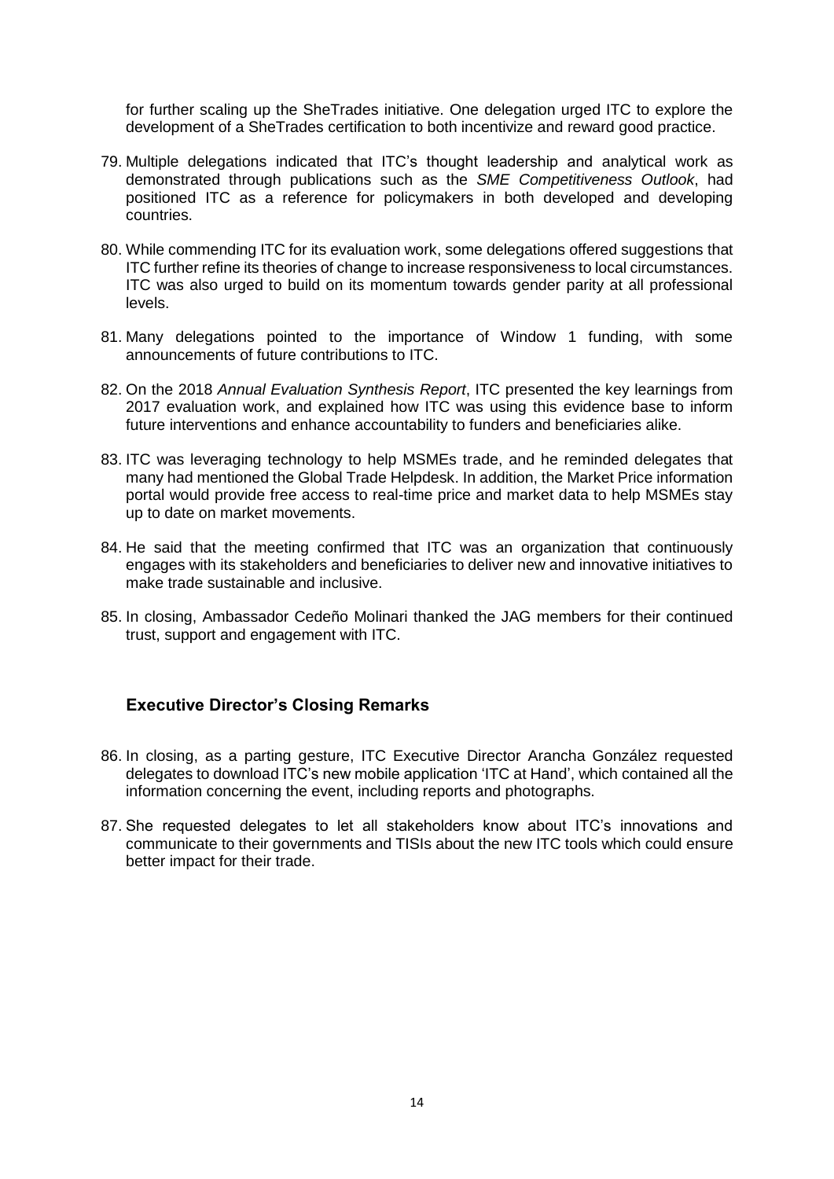for further scaling up the SheTrades initiative. One delegation urged ITC to explore the development of a SheTrades certification to both incentivize and reward good practice.

79. Multiple delegations indicated that ITC's thought leadership and analytical work as demonstrated through publications such as the *SME Competitiveness Outlook*, had positioned ITC as a reference for policymakers in both developed and developing countries.

80. While commending ITC for its evaluation work, some delegations offered suggestions that ITC further refine its theories of change to increase responsiveness to local circumstances. ITC was also urged to build on its momentum towards gender parity at all professional levels.

81. Many delegations pointed to the importance of Window 1 funding, with some announcements of future contributions to ITC.

82. On the 2018 *Annual Evaluation Synthesis Report*, ITC presented the key learnings from 2017 evaluation work, and explained how ITC was using this evidence base to inform future interventions and enhance accountability to funders and beneficiaries alike.

83. ITC was leveraging technology to help MSMEs trade, and he reminded delegates that many had mentioned the Global Trade Helpdesk. In addition, the Market Price information portal would provide free access to real-time price and market data to help MSMEs stay up to date on market movements.

84. He said that the meeting confirmed that ITC was an organization that continuously engages with its stakeholders and beneficiaries to deliver new and innovative initiatives to make trade sustainable and inclusive.

85. In closing, Ambassador Cedeño Molinari thanked the JAG members for their continued trust, support and engagement with ITC.

## Executive Director's Closing Remarks

86. In closing, as a parting gesture, ITC Executive Director Arancha González requested delegates to download ITC's new mobile application 'ITC at Hand', which contained all the information concerning the event, including reports and photographs.

87. She requested delegates to let all stakeholders know about ITC's innovations and communicate to their governments and TISIs about the new ITC tools which could ensure better impact for their trade.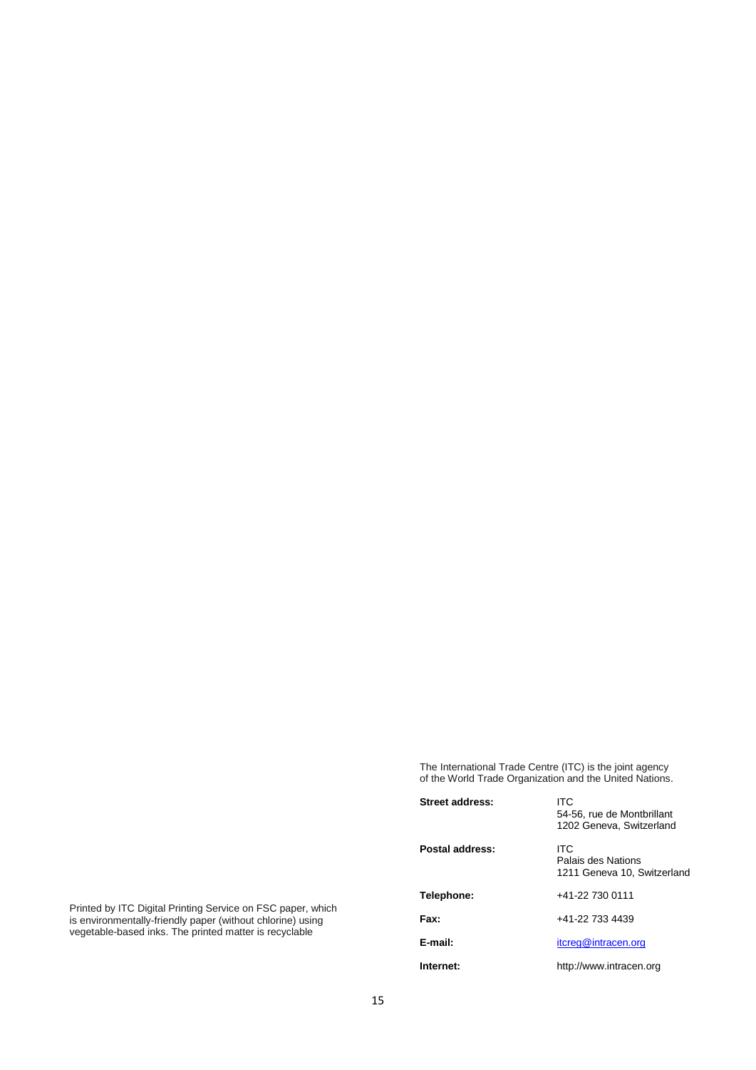Printed by ITC Digital Printing Service on FSC paper, which is environmentally-friendly paper (without chlorine) using vegetable-based inks. The printed matter is recyclable

The International Trade Centre (ITC) is the joint agency of the World Trade Organization and the United Nations.

| | |
|---|---|
| **Street address:** | ITC<br>54-56, rue de Montbrillant<br>1202 Geneva, Switzerland |
| **Postal address:** | ITC<br>Palais des Nations<br>1211 Geneva 10, Switzerland |
| **Telephone:** | +41-22 730 0111 |
| **Fax:** | +41-22 733 4439 |
| **E-mail:** | itcreg@intracen.org |
| **Internet:** | http://www.intracen.org |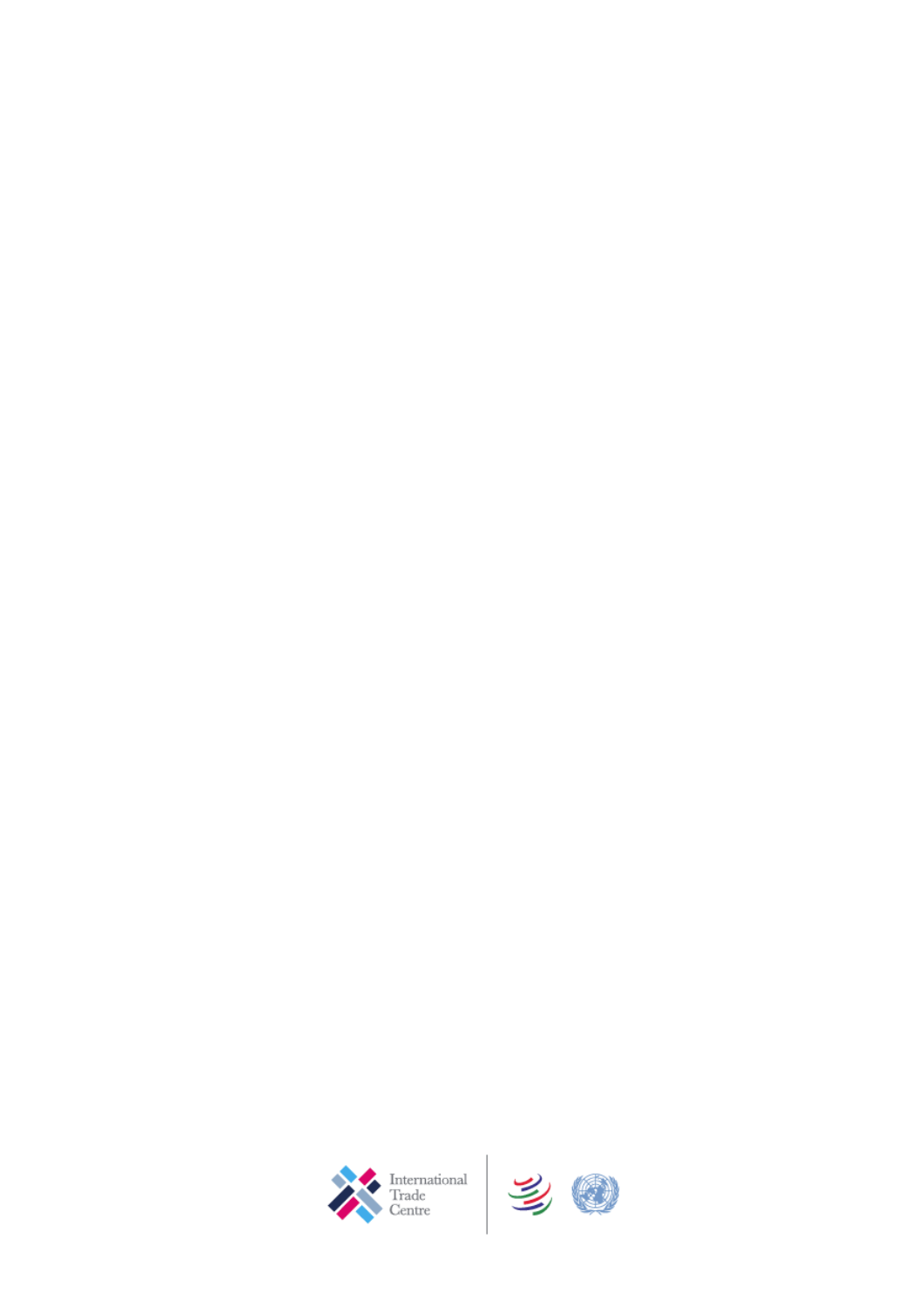International
Trade
Centre